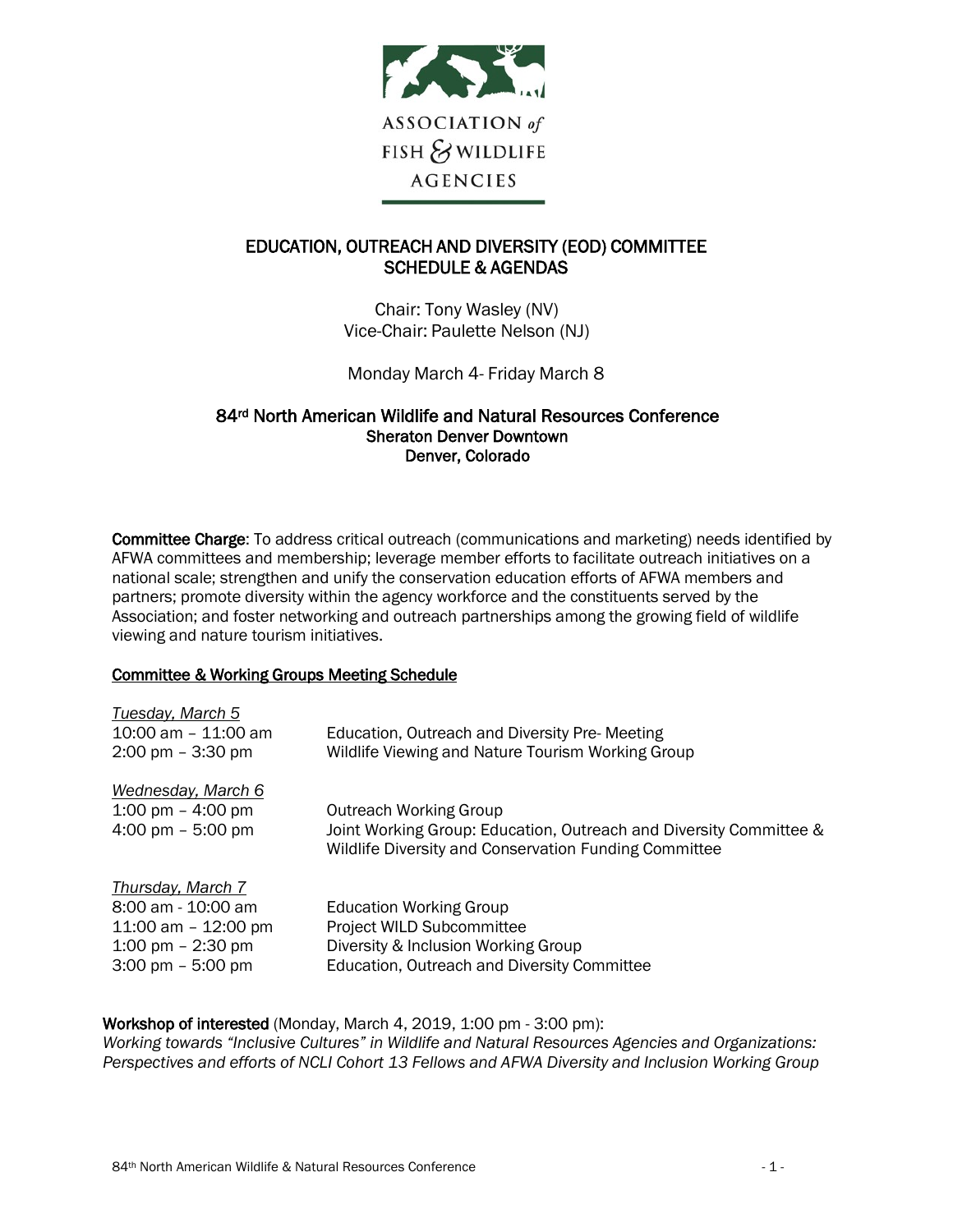ASSOCIATION *of* FISH & WILDLIFE AGENCIES

# EDUCATION, OUTREACH AND DIVERSITY (EOD) COMMITTEE SCHEDULE & AGENDAS

Chair: Tony Wasley (NV)
Vice-Chair: Paulette Nelson (NJ)

Monday March 4- Friday March 8

## 84rd North American Wildlife and Natural Resources Conference
**Sheraton Denver Downtown**
**Denver, Colorado**

**Committee Charge**: To address critical outreach (communications and marketing) needs identified by AFWA committees and membership; leverage member efforts to facilitate outreach initiatives on a national scale; strengthen and unify the conservation education efforts of AFWA members and partners; promote diversity within the agency workforce and the constituents served by the Association; and foster networking and outreach partnerships among the growing field of wildlife viewing and nature tourism initiatives.

**Committee & Working Groups Meeting Schedule**

*Tuesday, March 5*
10:00 am – 11:00 am Education, Outreach and Diversity Pre- Meeting
2:00 pm – 3:30 pm Wildlife Viewing and Nature Tourism Working Group

*Wednesday, March 6*
1:00 pm – 4:00 pm Outreach Working Group
4:00 pm – 5:00 pm Joint Working Group: Education, Outreach and Diversity Committee & Wildlife Diversity and Conservation Funding Committee

*Thursday, March 7*
8:00 am - 10:00 am Education Working Group
11:00 am – 12:00 pm Project WILD Subcommittee
1:00 pm – 2:30 pm Diversity & Inclusion Working Group
3:00 pm – 5:00 pm Education, Outreach and Diversity Committee

**Workshop of interested** (Monday, March 4, 2019, 1:00 pm - 3:00 pm):
*Working towards "Inclusive Cultures" in Wildlife and Natural Resources Agencies and Organizations: Perspectives and efforts of NCLI Cohort 13 Fellows and AFWA Diversity and Inclusion Working Group*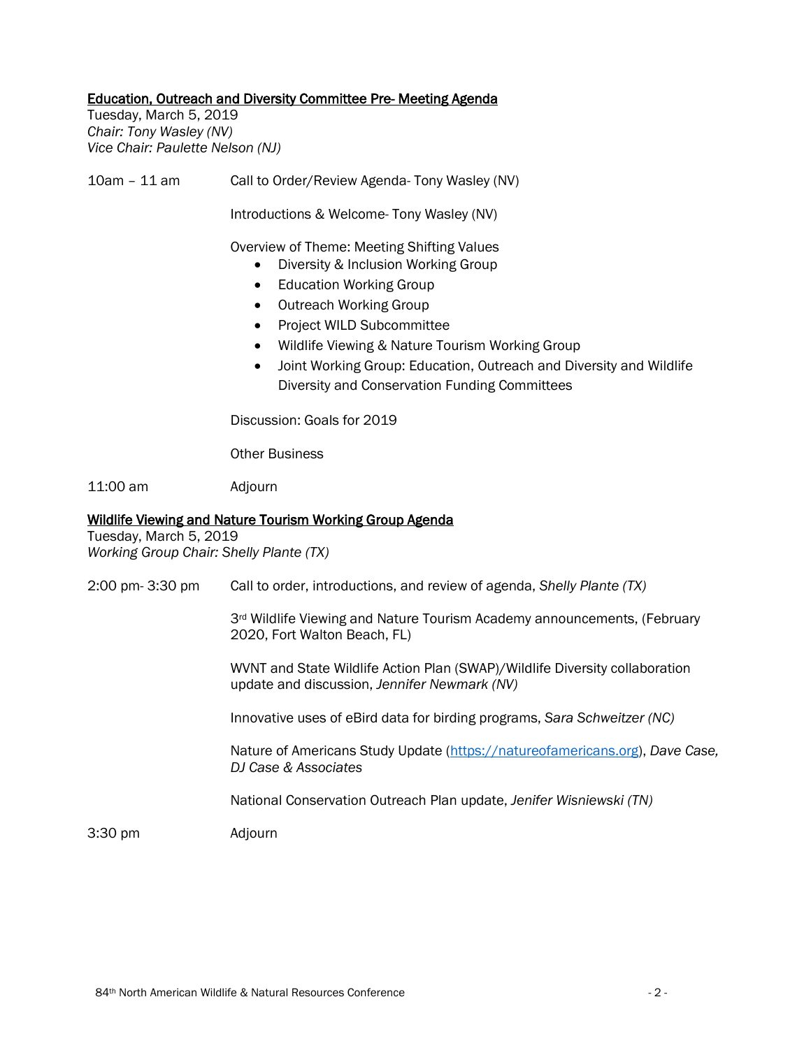## Education, Outreach and Diversity Committee Pre- Meeting Agenda

Tuesday, March 5, 2019
*Chair: Tony Wasley (NV)*
*Vice Chair: Paulette Nelson (NJ)*

10am – 11 am	Call to Order/Review Agenda- Tony Wasley (NV)

Introductions & Welcome- Tony Wasley (NV)

Overview of Theme: Meeting Shifting Values

- Diversity & Inclusion Working Group
- Education Working Group
- Outreach Working Group
- Project WILD Subcommittee
- Wildlife Viewing & Nature Tourism Working Group
- Joint Working Group: Education, Outreach and Diversity and Wildlife Diversity and Conservation Funding Committees

Discussion: Goals for 2019

Other Business

11:00 am	Adjourn

## Wildlife Viewing and Nature Tourism Working Group Agenda

Tuesday, March 5, 2019
*Working Group Chair: Shelly Plante (TX)*

2:00 pm- 3:30 pm	Call to order, introductions, and review of agenda, *Shelly Plante (TX)*

3rd Wildlife Viewing and Nature Tourism Academy announcements, (February 2020, Fort Walton Beach, FL)

WVNT and State Wildlife Action Plan (SWAP)/Wildlife Diversity collaboration update and discussion, *Jennifer Newmark (NV)*

Innovative uses of eBird data for birding programs, *Sara Schweitzer (NC)*

Nature of Americans Study Update (https://natureofamericans.org), *Dave Case, DJ Case & Associates*

National Conservation Outreach Plan update, *Jenifer Wisniewski (TN)*

3:30 pm	Adjourn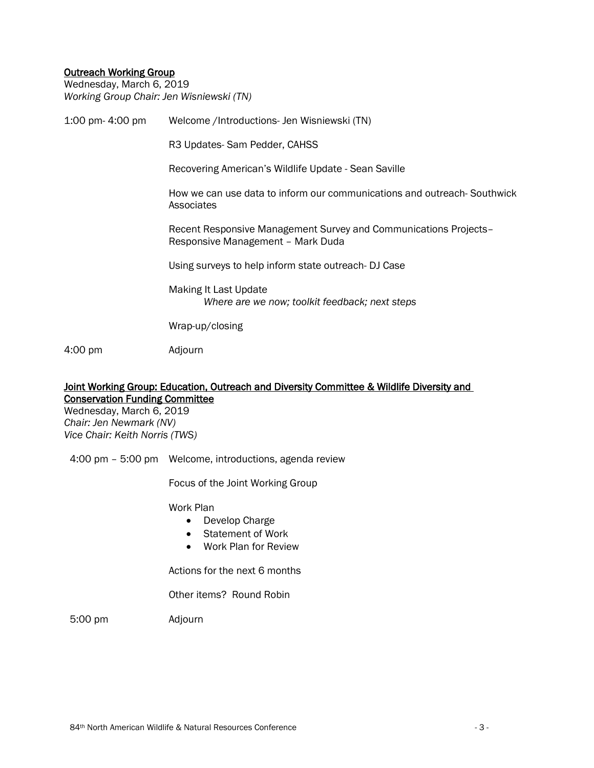## Outreach Working Group

Wednesday, March 6, 2019
*Working Group Chair: Jen Wisniewski (TN)*

| | |
|---|---|
| 1:00 pm- 4:00 pm | Welcome /Introductions- Jen Wisniewski (TN) |
| | R3 Updates- Sam Pedder, CAHSS |
| | Recovering American's Wildlife Update - Sean Saville |
| | How we can use data to inform our communications and outreach- Southwick Associates |
| | Recent Responsive Management Survey and Communications Projects– Responsive Management – Mark Duda |
| | Using surveys to help inform state outreach- DJ Case |
| | Making It Last Update<br>*Where are we now; toolkit feedback; next steps* |
| | Wrap-up/closing |
| 4:00 pm | Adjourn |

## Joint Working Group: Education, Outreach and Diversity Committee & Wildlife Diversity and Conservation Funding Committee

Wednesday, March 6, 2019
*Chair: Jen Newmark (NV)*
*Vice Chair: Keith Norris (TWS)*

| | |
|---|---|
| 4:00 pm – 5:00 pm | Welcome, introductions, agenda review |
| | Focus of the Joint Working Group |
| | Work Plan<br>• Develop Charge<br>• Statement of Work<br>• Work Plan for Review |
| | Actions for the next 6 months |
| | Other items? Round Robin |
| 5:00 pm | Adjourn |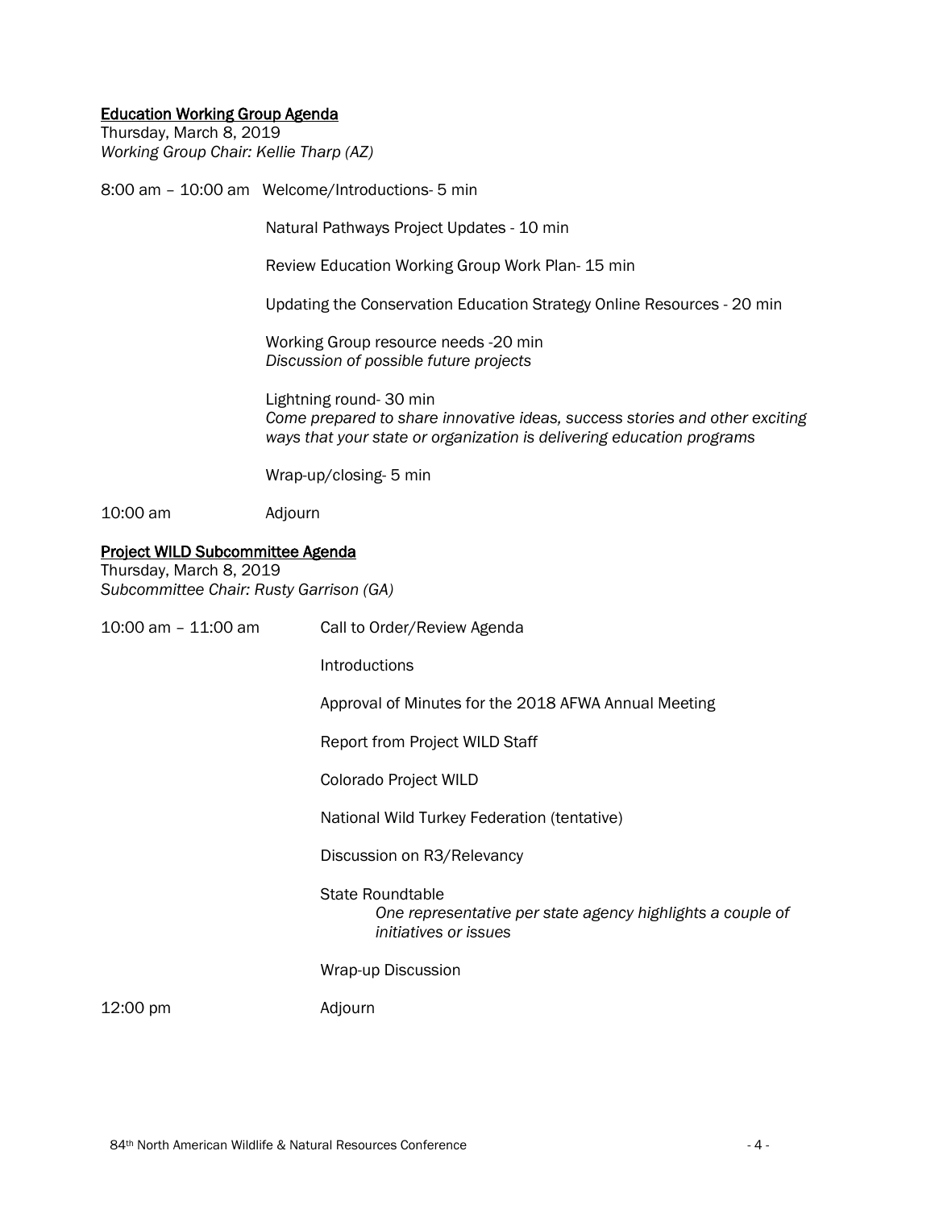## Education Working Group Agenda

Thursday, March 8, 2019

*Working Group Chair: Kellie Tharp (AZ)*

8:00 am – 10:00 am Welcome/Introductions- 5 min

Natural Pathways Project Updates - 10 min

Review Education Working Group Work Plan- 15 min

Updating the Conservation Education Strategy Online Resources - 20 min

Working Group resource needs -20 min
*Discussion of possible future projects*

Lightning round- 30 min
*Come prepared to share innovative ideas, success stories and other exciting ways that your state or organization is delivering education programs*

Wrap-up/closing- 5 min

10:00 am Adjourn

## Project WILD Subcommittee Agenda

Thursday, March 8, 2019

*Subcommittee Chair: Rusty Garrison (GA)*

10:00 am – 11:00 am Call to Order/Review Agenda

Introductions

Approval of Minutes for the 2018 AFWA Annual Meeting

Report from Project WILD Staff

Colorado Project WILD

National Wild Turkey Federation (tentative)

Discussion on R3/Relevancy

State Roundtable
*One representative per state agency highlights a couple of initiatives or issues*

Wrap-up Discussion

12:00 pm Adjourn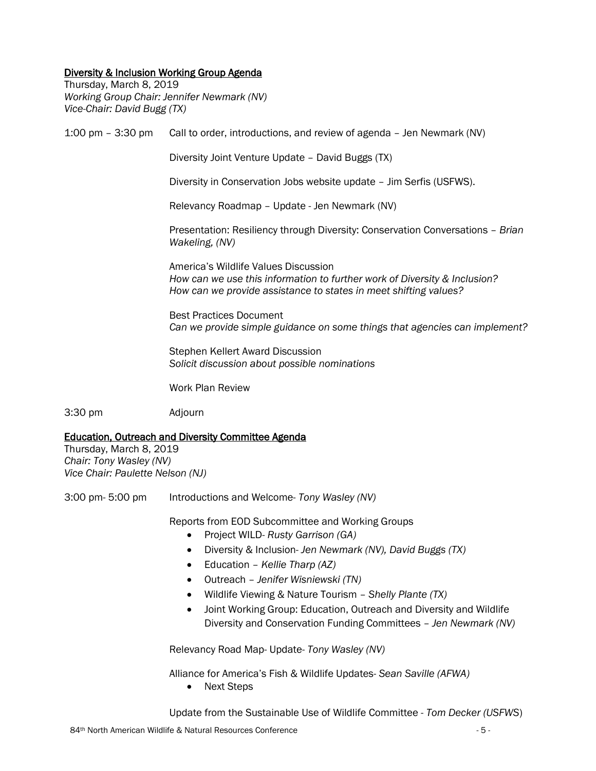<u>Diversity & Inclusion Working Group Agenda</u>

Thursday, March 8, 2019
*Working Group Chair: Jennifer Newmark (NV)*
*Vice-Chair: David Bugg (TX)*

1:00 pm – 3:30 pm Call to order, introductions, and review of agenda – Jen Newmark (NV)

Diversity Joint Venture Update – David Buggs (TX)

Diversity in Conservation Jobs website update – Jim Serfis (USFWS).

Relevancy Roadmap – Update - Jen Newmark (NV)

Presentation: Resiliency through Diversity: Conservation Conversations – *Brian Wakeling, (NV)*

America's Wildlife Values Discussion
*How can we use this information to further work of Diversity & Inclusion?*
*How can we provide assistance to states in meet shifting values?*

Best Practices Document
*Can we provide simple guidance on some things that agencies can implement?*

Stephen Kellert Award Discussion
*Solicit discussion about possible nominations*

Work Plan Review

3:30 pm Adjourn

<u>Education, Outreach and Diversity Committee Agenda</u>

Thursday, March 8, 2019
*Chair: Tony Wasley (NV)*
*Vice Chair: Paulette Nelson (NJ)*

3:00 pm- 5:00 pm Introductions and Welcome- *Tony Wasley (NV)*

Reports from EOD Subcommittee and Working Groups

- Project WILD- *Rusty Garrison (GA)*
- Diversity & Inclusion- *Jen Newmark (NV), David Buggs (TX)*
- Education – *Kellie Tharp (AZ)*
- Outreach – *Jenifer Wisniewski (TN)*
- Wildlife Viewing & Nature Tourism – *Shelly Plante (TX)*
- Joint Working Group: Education, Outreach and Diversity and Wildlife Diversity and Conservation Funding Committees – *Jen Newmark (NV)*

Relevancy Road Map- Update- *Tony Wasley (NV)*

Alliance for America's Fish & Wildlife Updates- *Sean Saville (AFWA)*

- Next Steps

Update from the Sustainable Use of Wildlife Committee - *Tom Decker (USFWS)*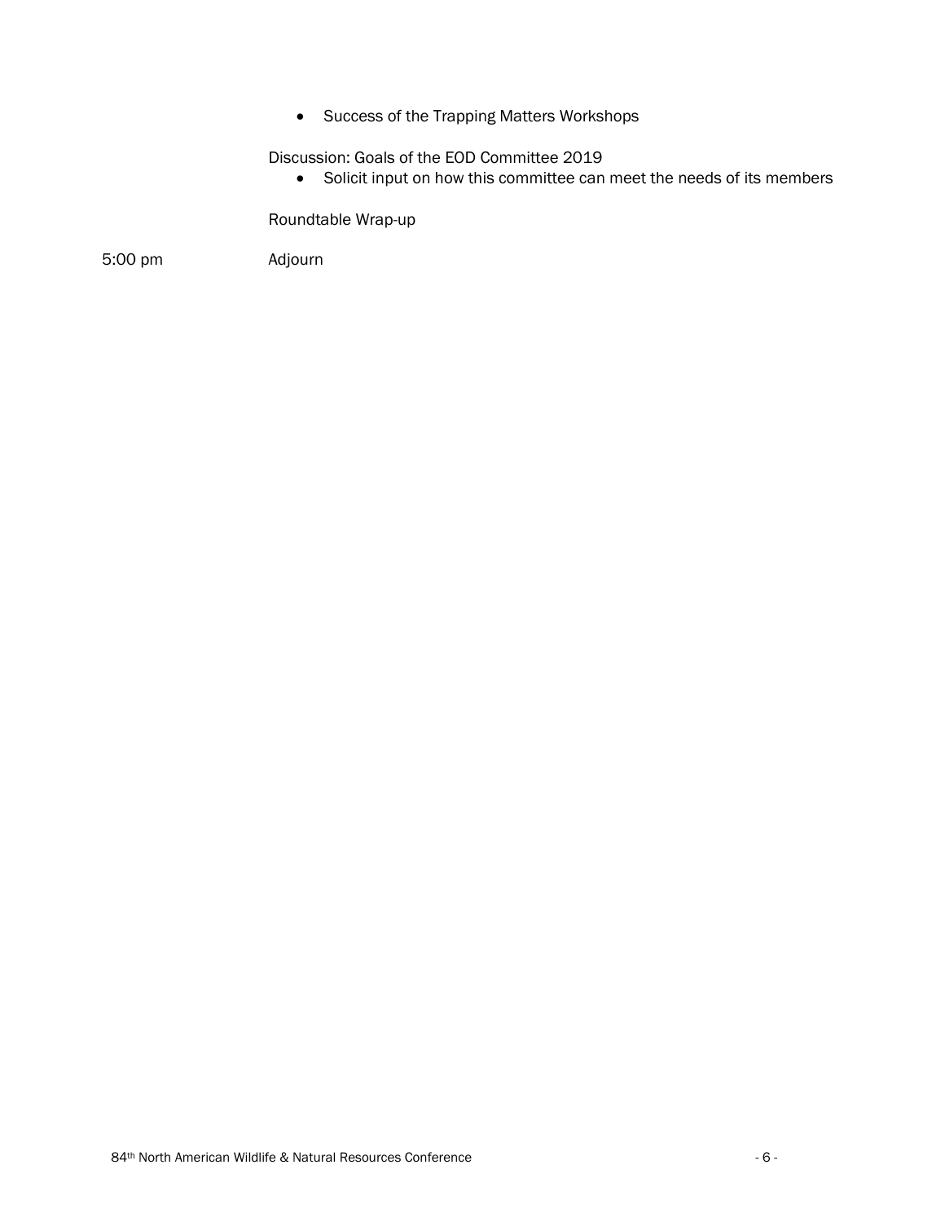- Success of the Trapping Matters Workshops

Discussion: Goals of the EOD Committee 2019

- Solicit input on how this committee can meet the needs of its members

Roundtable Wrap-up

5:00 pm Adjourn